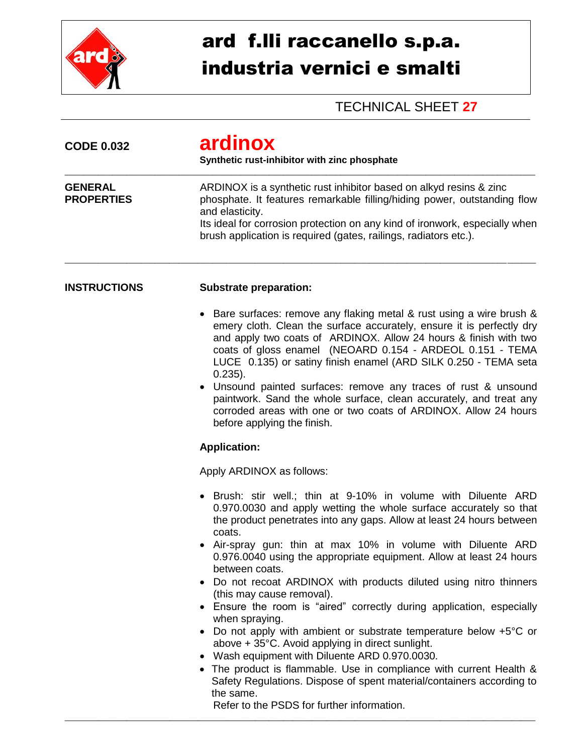# ard f.lli raccanello s.p.a.
# industria vernici e smalti

TECHNICAL SHEET **27**

**CODE 0.032**

## ardinox

**Synthetic rust-inhibitor with zinc phosphate**

---

**GENERAL PROPERTIES**

ARDINOX is a synthetic rust inhibitor based on alkyd resins & zinc phosphate. It features remarkable filling/hiding power, outstanding flow and elasticity.
Its ideal for corrosion protection on any kind of ironwork, especially when brush application is required (gates, railings, radiators etc.).

---

**INSTRUCTIONS**

**Substrate preparation:**

- Bare surfaces: remove any flaking metal & rust using a wire brush & emery cloth. Clean the surface accurately, ensure it is perfectly dry and apply two coats of ARDINOX. Allow 24 hours & finish with two coats of gloss enamel (NEOARD 0.154 - ARDEOL 0.151 - TEMA LUCE 0.135) or satiny finish enamel (ARD SILK 0.250 - TEMA seta 0.235).
- Unsound painted surfaces: remove any traces of rust & unsound paintwork. Sand the whole surface, clean accurately, and treat any corroded areas with one or two coats of ARDINOX. Allow 24 hours before applying the finish.

**Application:**

Apply ARDINOX as follows:

- Brush: stir well.; thin at 9-10% in volume with Diluente ARD 0.970.0030 and apply wetting the whole surface accurately so that the product penetrates into any gaps. Allow at least 24 hours between coats.
- Air-spray gun: thin at max 10% in volume with Diluente ARD 0.976.0040 using the appropriate equipment. Allow at least 24 hours between coats.
- Do not recoat ARDINOX with products diluted using nitro thinners (this may cause removal).
- Ensure the room is "aired" correctly during application, especially when spraying.
- Do not apply with ambient or substrate temperature below +5°C or above + 35°C. Avoid applying in direct sunlight.
- Wash equipment with Diluente ARD 0.970.0030.
- The product is flammable. Use in compliance with current Health & Safety Regulations. Dispose of spent material/containers according to the same.
  Refer to the PSDS for further information.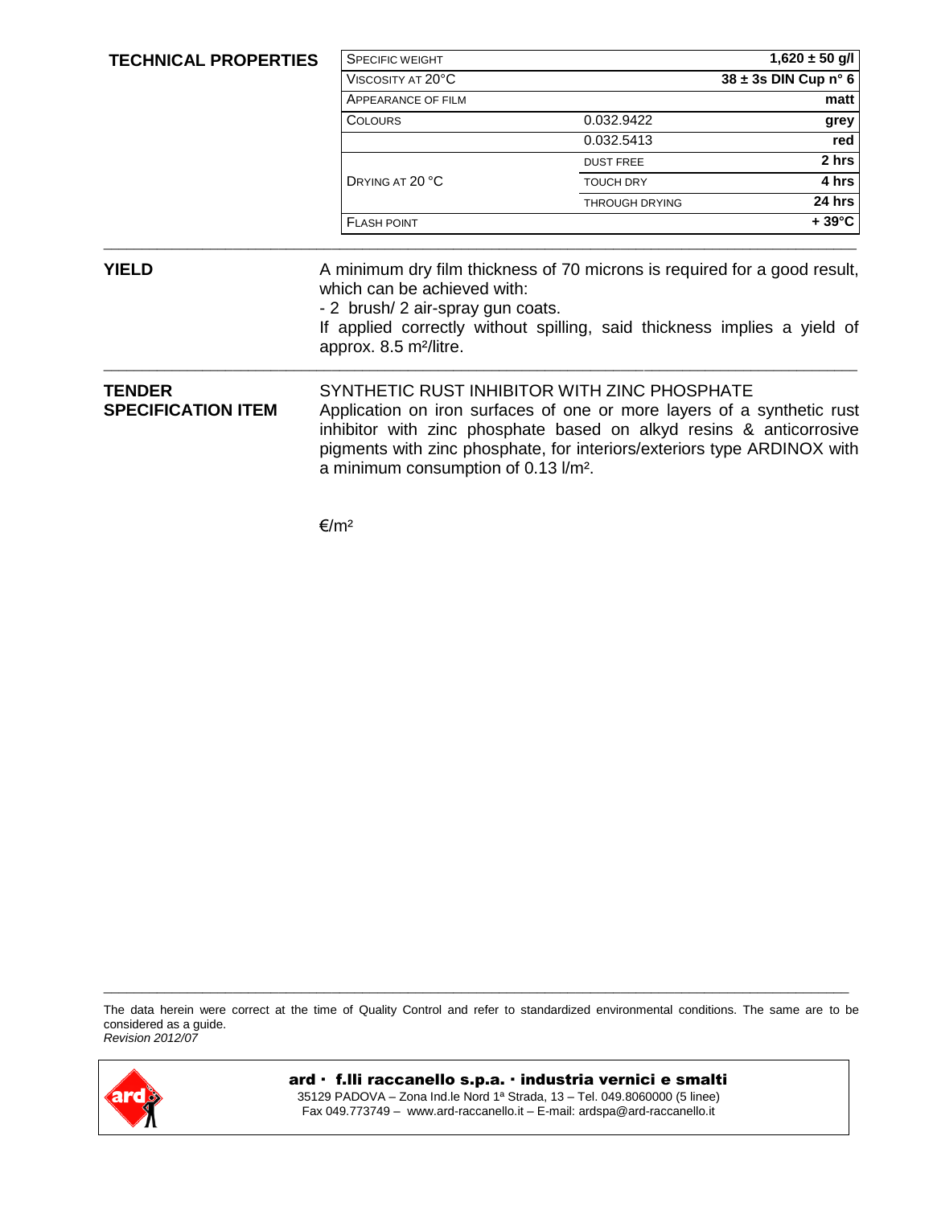## TECHNICAL PROPERTIES

| | | |
|---|---|---|
| SPECIFIC WEIGHT | | **1,620 ± 50 g/l** |
| VISCOSITY AT 20°C | | **38 ± 3s DIN Cup n° 6** |
| APPEARANCE OF FILM | | **matt** |
| COLOURS | 0.032.9422 | **grey** |
| | 0.032.5413 | **red** |
| DRYING AT 20 °C | DUST FREE | **2 hrs** |
| | TOUCH DRY | **4 hrs** |
| | THROUGH DRYING | **24 hrs** |
| FLASH POINT | | **+ 39°C** |

## YIELD

A minimum dry film thickness of 70 microns is required for a good result, which can be achieved with:
- 2 brush/ 2 air-spray gun coats.

If applied correctly without spilling, said thickness implies a yield of approx. 8.5 m²/litre.

## TENDER SPECIFICATION ITEM

SYNTHETIC RUST INHIBITOR WITH ZINC PHOSPHATE

Application on iron surfaces of one or more layers of a synthetic rust inhibitor with zinc phosphate based on alkyd resins & anticorrosive pigments with zinc phosphate, for interiors/exteriors type ARDINOX with a minimum consumption of 0.13 l/m².

€/m²

The data herein were correct at the time of Quality Control and refer to standardized environmental conditions. The same are to be considered as a guide.
*Revision 2012/07*

**ard · f.lli raccanello s.p.a. · industria vernici e smalti**
35129 PADOVA – Zona Ind.le Nord 1ª Strada, 13 – Tel. 049.8060000 (5 linee)
Fax 049.773749 – www.ard-raccanello.it – E-mail: ardspa@ard-raccanello.it